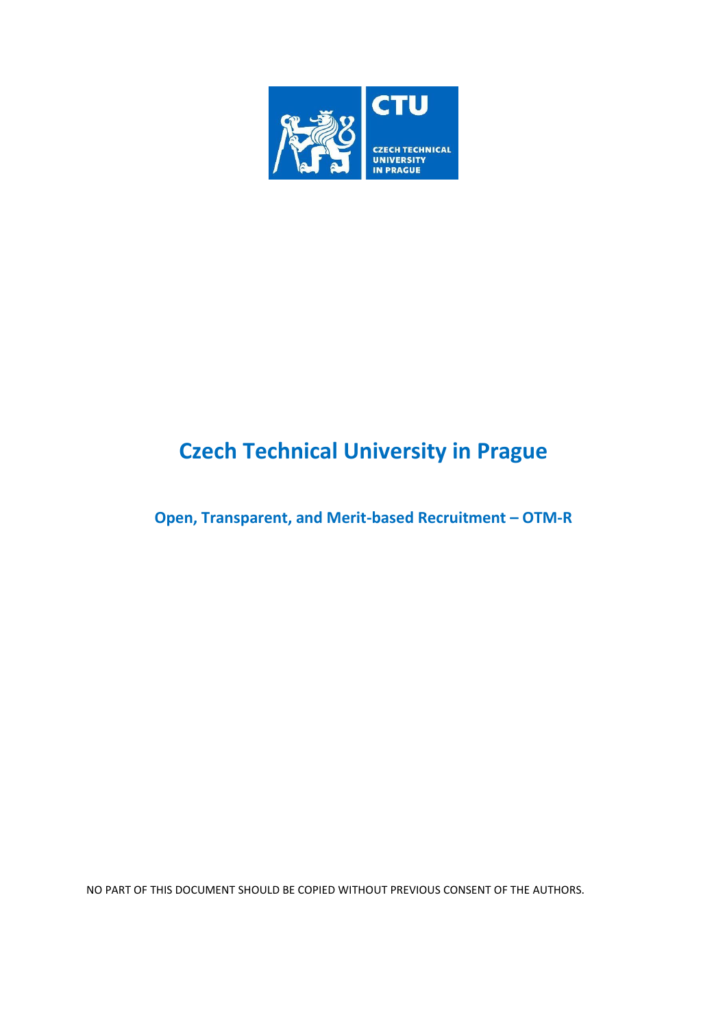# Czech Technical University in Prague

## Open, Transparent, and Merit-based Recruitment – OTM-R

NO PART OF THIS DOCUMENT SHOULD BE COPIED WITHOUT PREVIOUS CONSENT OF THE AUTHORS.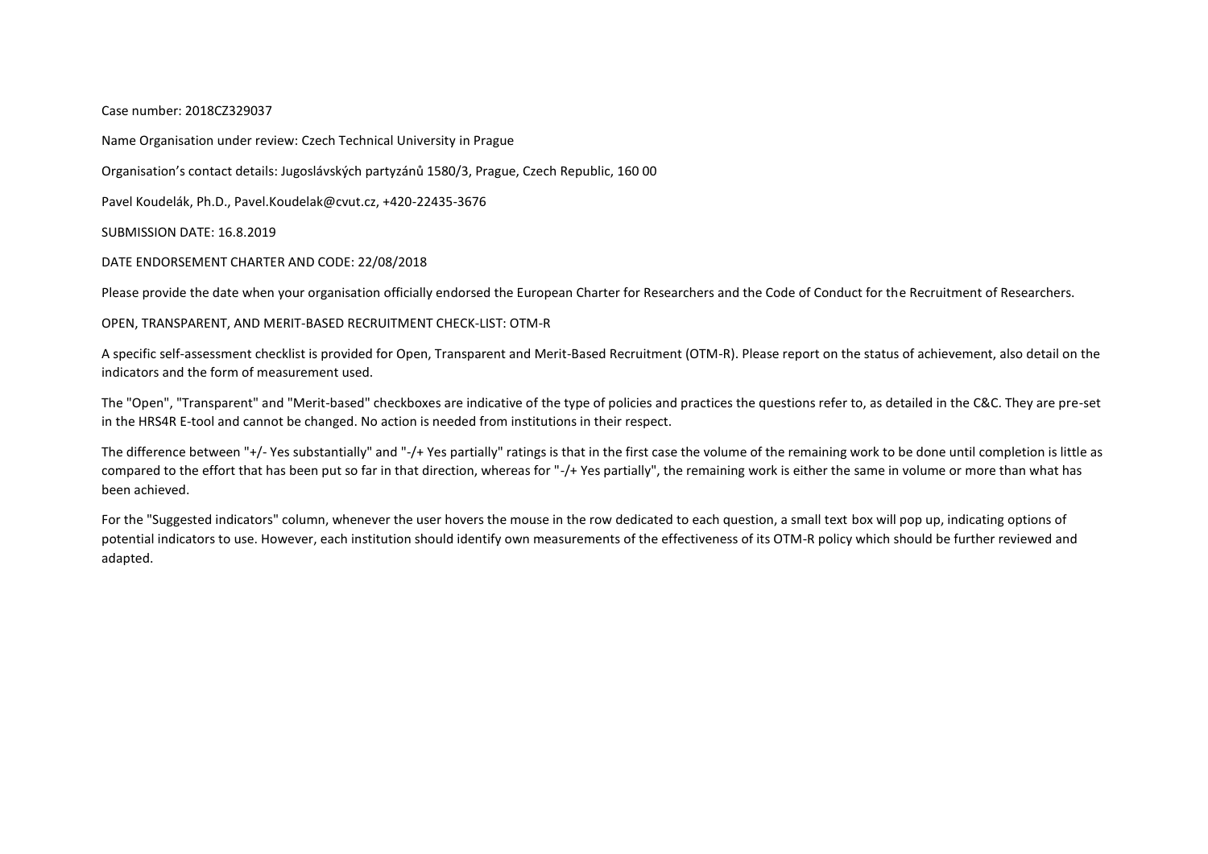Case number: 2018CZ329037

Name Organisation under review: Czech Technical University in Prague

Organisation's contact details: Jugoslávských partyzánů 1580/3, Prague, Czech Republic, 160 00

Pavel Koudelák, Ph.D., Pavel.Koudelak@cvut.cz, +420-22435-3676

SUBMISSION DATE: 16.8.2019

DATE ENDORSEMENT CHARTER AND CODE: 22/08/2018

Please provide the date when your organisation officially endorsed the European Charter for Researchers and the Code of Conduct for the Recruitment of Researchers.

OPEN, TRANSPARENT, AND MERIT-BASED RECRUITMENT CHECK-LIST: OTM-R

A specific self-assessment checklist is provided for Open, Transparent and Merit-Based Recruitment (OTM-R). Please report on the status of achievement, also detail on the indicators and the form of measurement used.

The "Open", "Transparent" and "Merit-based" checkboxes are indicative of the type of policies and practices the questions refer to, as detailed in the C&C. They are pre-set in the HRS4R E-tool and cannot be changed. No action is needed from institutions in their respect.

The difference between "+/- Yes substantially" and "-/+ Yes partially" ratings is that in the first case the volume of the remaining work to be done until completion is little as compared to the effort that has been put so far in that direction, whereas for "-/+ Yes partially", the remaining work is either the same in volume or more than what has been achieved.

For the "Suggested indicators" column, whenever the user hovers the mouse in the row dedicated to each question, a small text box will pop up, indicating options of potential indicators to use. However, each institution should identify own measurements of the effectiveness of its OTM-R policy which should be further reviewed and adapted.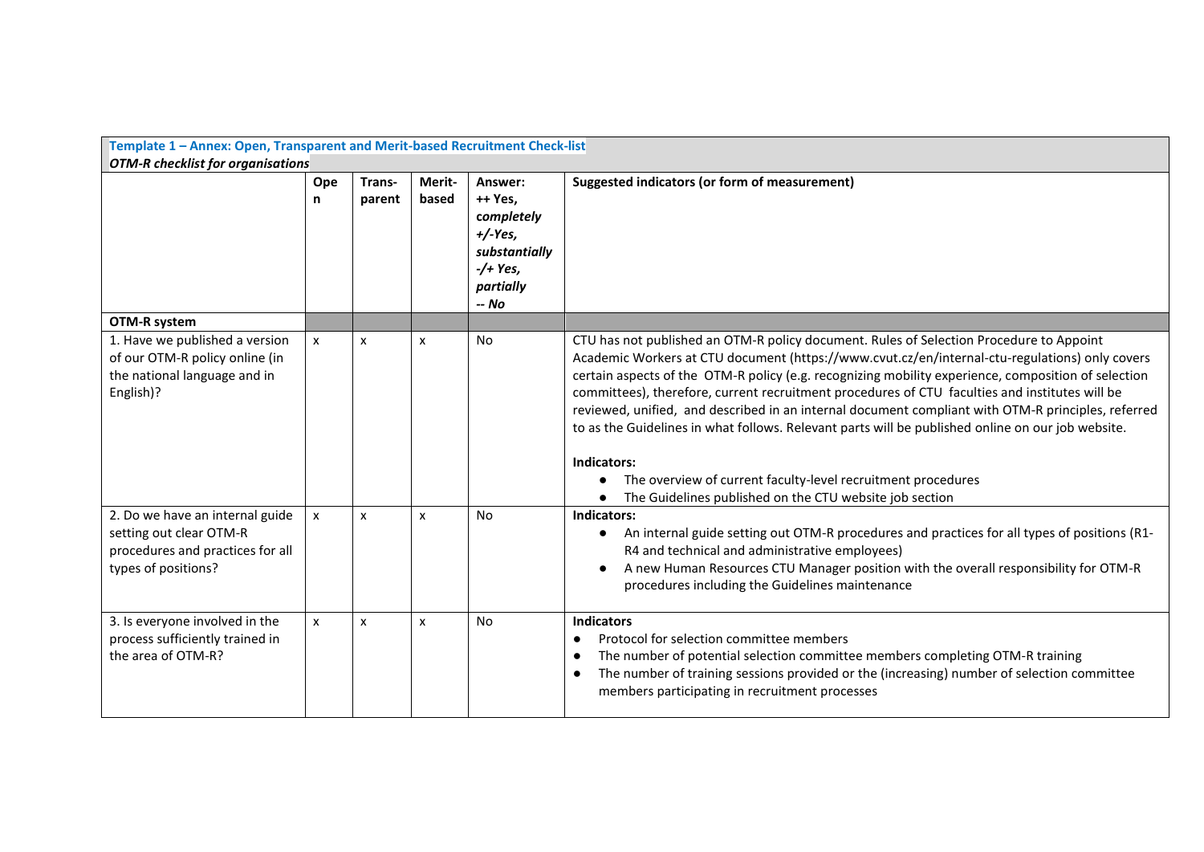**Template 1 – Annex: Open, Transparent and Merit-based Recruitment Check-list**

***OTM-R checklist for organisations***

| | Open | Trans-parent | Merit-based | Answer: ++ Yes, *completely* +/-Yes, *substantially* -/+ Yes, *partially* *-- No* | Suggested indicators (or form of measurement) |
|---|---|---|---|---|---|
| **OTM-R system** | | | | | |
| 1. Have we published a version of our OTM-R policy online (in the national language and in English)? | x | x | x | No | CTU has not published an OTM-R policy document. Rules of Selection Procedure to Appoint Academic Workers at CTU document (https://www.cvut.cz/en/internal-ctu-regulations) only covers certain aspects of the OTM-R policy (e.g. recognizing mobility experience, composition of selection committees), therefore, current recruitment procedures of CTU faculties and institutes will be reviewed, unified, and described in an internal document compliant with OTM-R principles, referred to as the Guidelines in what follows. Relevant parts will be published online on our job website.<br><br>**Indicators:**<br>● The overview of current faculty-level recruitment procedures<br>● The Guidelines published on the CTU website job section |
| 2. Do we have an internal guide setting out clear OTM-R procedures and practices for all types of positions? | x | x | x | No | **Indicators:**<br>● An internal guide setting out OTM-R procedures and practices for all types of positions (R1-R4 and technical and administrative employees)<br>● A new Human Resources CTU Manager position with the overall responsibility for OTM-R procedures including the Guidelines maintenance |
| 3. Is everyone involved in the process sufficiently trained in the area of OTM-R? | x | x | x | No | **Indicators**<br>● Protocol for selection committee members<br>● The number of potential selection committee members completing OTM-R training<br>● The number of training sessions provided or the (increasing) number of selection committee members participating in recruitment processes |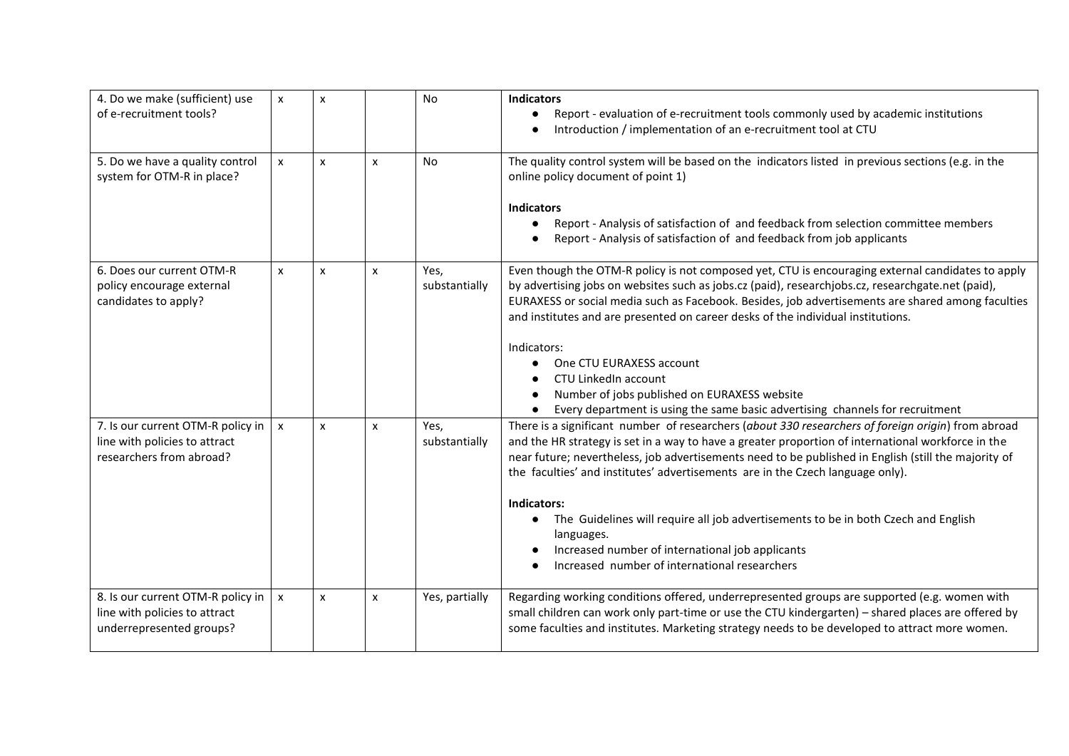| 4. Do we make (sufficient) use of e-recruitment tools? | x | x | | No | **Indicators**<br>● Report - evaluation of e-recruitment tools commonly used by academic institutions<br>● Introduction / implementation of an e-recruitment tool at CTU |
|---|---|---|---|---|---|
| 5. Do we have a quality control system for OTM-R in place? | x | x | x | No | The quality control system will be based on the indicators listed in previous sections (e.g. in the online policy document of point 1)<br><br>**Indicators**<br>● Report - Analysis of satisfaction of and feedback from selection committee members<br>● Report - Analysis of satisfaction of and feedback from job applicants |
| 6. Does our current OTM-R policy encourage external candidates to apply? | x | x | x | Yes, substantially | Even though the OTM-R policy is not composed yet, CTU is encouraging external candidates to apply by advertising jobs on websites such as jobs.cz (paid), researchjobs.cz, researchgate.net (paid), EURAXESS or social media such as Facebook. Besides, job advertisements are shared among faculties and institutes and are presented on career desks of the individual institutions.<br><br>Indicators:<br>● One CTU EURAXESS account<br>● CTU LinkedIn account<br>● Number of jobs published on EURAXESS website<br>● Every department is using the same basic advertising channels for recruitment |
| 7. Is our current OTM-R policy in line with policies to attract researchers from abroad? | x | x | x | Yes, substantially | There is a significant number of researchers (*about 330 researchers of foreign origin*) from abroad and the HR strategy is set in a way to have a greater proportion of international workforce in the near future; nevertheless, job advertisements need to be published in English (still the majority of the faculties' and institutes' advertisements are in the Czech language only).<br><br>**Indicators:**<br>● The Guidelines will require all job advertisements to be in both Czech and English languages.<br>● Increased number of international job applicants<br>● Increased number of international researchers |
| 8. Is our current OTM-R policy in line with policies to attract underrepresented groups? | x | x | x | Yes, partially | Regarding working conditions offered, underrepresented groups are supported (e.g. women with small children can work only part-time or use the CTU kindergarten) – shared places are offered by some faculties and institutes. Marketing strategy needs to be developed to attract more women. |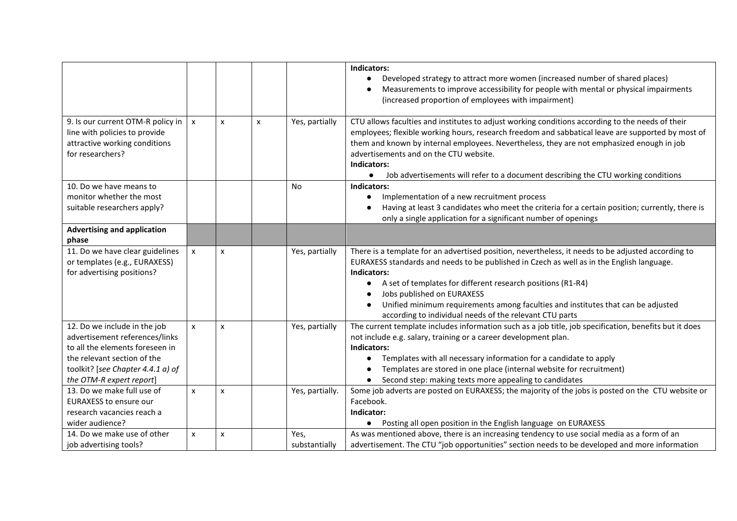| | | | | | |
|---|---|---|---|---|---|
| | | | | | **Indicators:**<br>● Developed strategy to attract more women (increased number of shared places)<br>● Measurements to improve accessibility for people with mental or physical impairments (increased proportion of employees with impairment) |
| 9. Is our current OTM-R policy in line with policies to provide attractive working conditions for researchers? | x | x | x | Yes, partially | CTU allows faculties and institutes to adjust working conditions according to the needs of their employees; flexible working hours, research freedom and sabbatical leave are supported by most of them and known by internal employees. Nevertheless, they are not emphasized enough in job advertisements and on the CTU website.<br>**Indicators:**<br>● Job advertisements will refer to a document describing the CTU working conditions |
| 10. Do we have means to monitor whether the most suitable researchers apply? | | | | No | **Indicators:**<br>● Implementation of a new recruitment process<br>● Having at least 3 candidates who meet the criteria for a certain position; currently, there is only a single application for a significant number of openings |
| **Advertising and application phase** | | | | | |
| 11. Do we have clear guidelines or templates (e.g., EURAXESS) for advertising positions? | x | x | | Yes, partially | There is a template for an advertised position, nevertheless, it needs to be adjusted according to EURAXESS standards and needs to be published in Czech as well as in the English language.<br>**Indicators:**<br>● A set of templates for different research positions (R1-R4)<br>● Jobs published on EURAXESS<br>● Unified minimum requirements among faculties and institutes that can be adjusted according to individual needs of the relevant CTU parts |
| 12. Do we include in the job advertisement references/links to all the elements foreseen in the relevant section of the toolkit? [*see Chapter 4.4.1 a) of the OTM-R expert report*] | x | x | | Yes, partially | The current template includes information such as a job title, job specification, benefits but it does not include e.g. salary, training or a career development plan.<br>**Indicators:**<br>● Templates with all necessary information for a candidate to apply<br>● Templates are stored in one place (internal website for recruitment)<br>● Second step: making texts more appealing to candidates |
| 13. Do we make full use of EURAXESS to ensure our research vacancies reach a wider audience? | x | x | | Yes, partially. | Some job adverts are posted on EURAXESS; the majority of the jobs is posted on the CTU website or Facebook.<br>**Indicator:**<br>● Posting all open position in the English language on EURAXESS |
| 14. Do we make use of other job advertising tools? | x | x | | Yes, substantially | As was mentioned above, there is an increasing tendency to use social media as a form of an advertisement. The CTU "job opportunities" section needs to be developed and more information |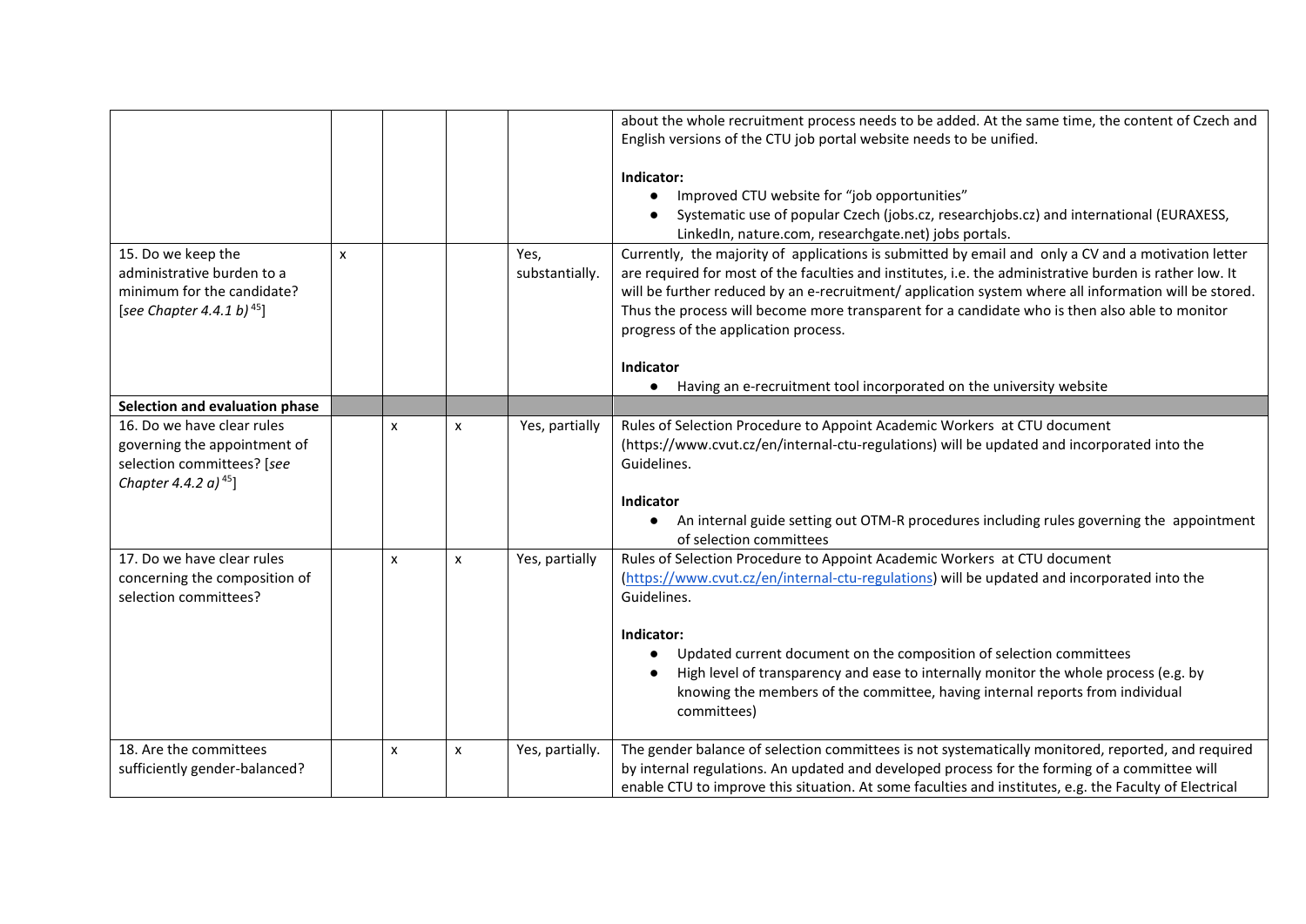| | | | | | |
|---|---|---|---|---|---|
| | | | | | about the whole recruitment process needs to be added. At the same time, the content of Czech and English versions of the CTU job portal website needs to be unified.<br><br>**Indicator:**<br>● Improved CTU website for "job opportunities"<br>● Systematic use of popular Czech (jobs.cz, researchjobs.cz) and international (EURAXESS, LinkedIn, nature.com, researchgate.net) jobs portals. |
| 15. Do we keep the administrative burden to a minimum for the candidate? [*see Chapter 4.4.1 b)* [45]] | x | | | Yes, substantially. | Currently, the majority of applications is submitted by email and only a CV and a motivation letter are required for most of the faculties and institutes, i.e. the administrative burden is rather low. It will be further reduced by an e-recruitment/ application system where all information will be stored. Thus the process will become more transparent for a candidate who is then also able to monitor progress of the application process.<br><br>**Indicator**<br>● Having an e-recruitment tool incorporated on the university website |
| **Selection and evaluation phase** | | | | | |
| 16. Do we have clear rules governing the appointment of selection committees? [*see Chapter 4.4.2 a)* [45]] | | x | x | Yes, partially | Rules of Selection Procedure to Appoint Academic Workers at CTU document (https://www.cvut.cz/en/internal-ctu-regulations) will be updated and incorporated into the Guidelines.<br><br>**Indicator**<br>● An internal guide setting out OTM-R procedures including rules governing the appointment of selection committees |
| 17. Do we have clear rules concerning the composition of selection committees? | | x | x | Yes, partially | Rules of Selection Procedure to Appoint Academic Workers at CTU document (https://www.cvut.cz/en/internal-ctu-regulations) will be updated and incorporated into the Guidelines.<br><br>**Indicator:**<br>● Updated current document on the composition of selection committees<br>● High level of transparency and ease to internally monitor the whole process (e.g. by knowing the members of the committee, having internal reports from individual committees) |
| 18. Are the committees sufficiently gender-balanced? | | x | x | Yes, partially. | The gender balance of selection committees is not systematically monitored, reported, and required by internal regulations. An updated and developed process for the forming of a committee will enable CTU to improve this situation. At some faculties and institutes, e.g. the Faculty of Electrical |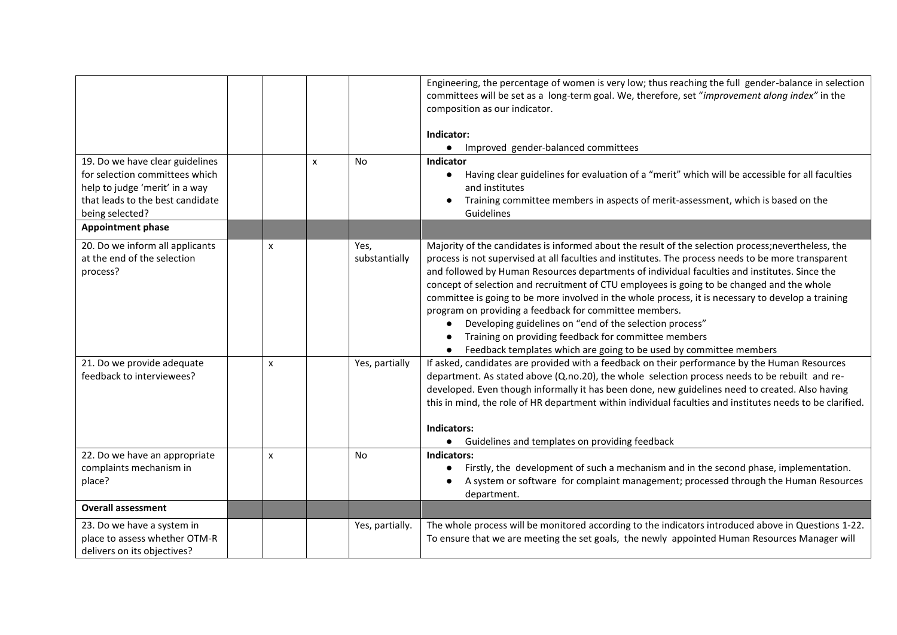| | | | | |
|---|---|---|---|---|
| | | | | Engineering, the percentage of women is very low; thus reaching the full gender-balance in selection committees will be set as a long-term goal. We, therefore, set "*improvement along index"* in the composition as our indicator.<br><br>**Indicator:**<br>● Improved gender-balanced committees |
| 19. Do we have clear guidelines for selection committees which help to judge 'merit' in a way that leads to the best candidate being selected? | | | x | No | **Indicator**<br>● Having clear guidelines for evaluation of a "merit" which will be accessible for all faculties and institutes<br>● Training committee members in aspects of merit-assessment, which is based on the Guidelines |
| **Appointment phase** | | | | | |
| 20. Do we inform all applicants at the end of the selection process? | | x | | Yes, substantially | Majority of the candidates is informed about the result of the selection process;nevertheless, the process is not supervised at all faculties and institutes. The process needs to be more transparent and followed by Human Resources departments of individual faculties and institutes. Since the concept of selection and recruitment of CTU employees is going to be changed and the whole committee is going to be more involved in the whole process, it is necessary to develop a training program on providing a feedback for committee members.<br>● Developing guidelines on "end of the selection process"<br>● Training on providing feedback for committee members<br>● Feedback templates which are going to be used by committee members |
| 21. Do we provide adequate feedback to interviewees? | | x | | Yes, partially | If asked, candidates are provided with a feedback on their performance by the Human Resources department. As stated above (Q.no.20), the whole selection process needs to be rebuilt and re-developed. Even though informally it has been done, new guidelines need to created. Also having this in mind, the role of HR department within individual faculties and institutes needs to be clarified.<br><br>**Indicators:**<br>● Guidelines and templates on providing feedback |
| 22. Do we have an appropriate complaints mechanism in place? | | x | | No | **Indicators:**<br>● Firstly, the development of such a mechanism and in the second phase, implementation.<br>● A system or software for complaint management; processed through the Human Resources department. |
| **Overall assessment** | | | | | |
| 23. Do we have a system in place to assess whether OTM-R delivers on its objectives? | | | | Yes, partially. | The whole process will be monitored according to the indicators introduced above in Questions 1-22. To ensure that we are meeting the set goals, the newly appointed Human Resources Manager will |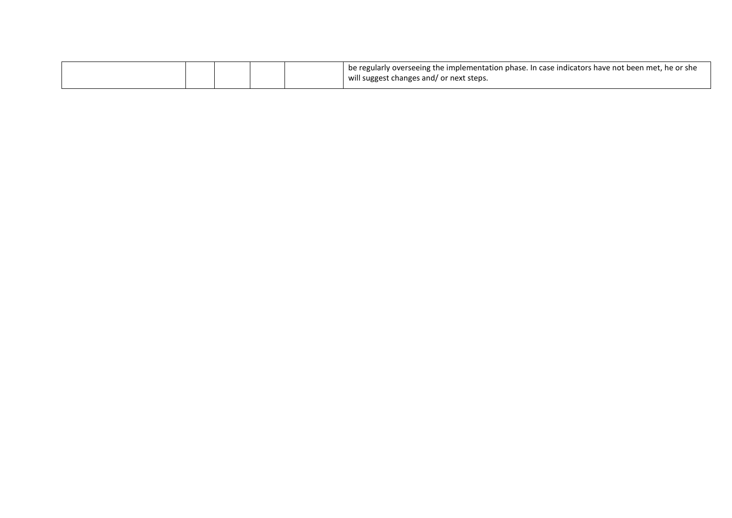| | | | | | |
|---|---|---|---|---|---|
| | | | | | be regularly overseeing the implementation phase. In case indicators have not been met, he or she will suggest changes and/ or next steps. |